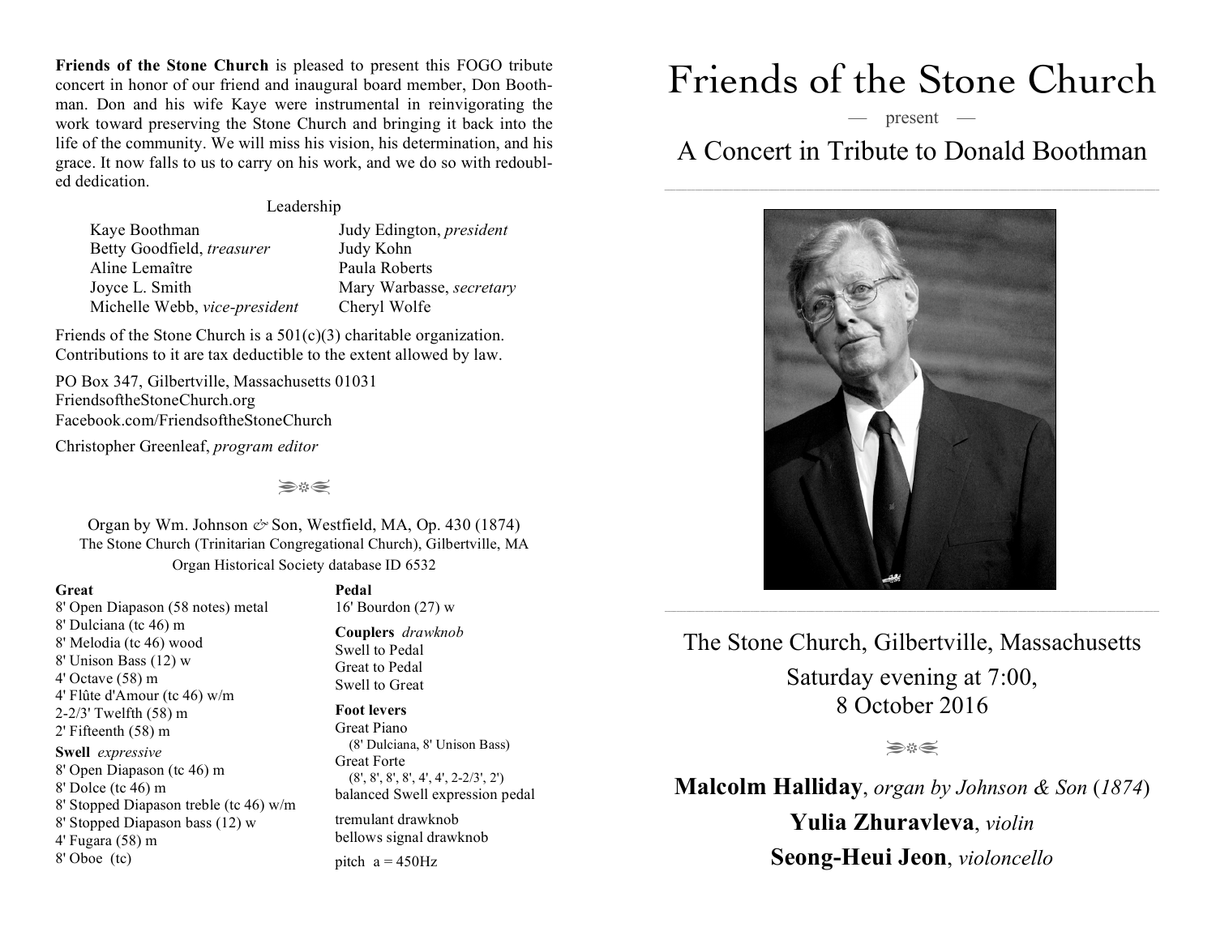**Friends of the Stone Church** is pleased to present this FOGO tribute concert in honor of our friend and inaugural board member, Don Boothman. Don and his wife Kaye were instrumental in reinvigorating the work toward preserving the Stone Church and bringing it back into the life of the community. We will miss his vision, his determination, and his grace. It now falls to us to carry on his work, and we do so with redoubled dedication.

Leadership

| | |
|---|---|
| Kaye Boothman | Judy Edington, *president* |
| Betty Goodfield, *treasurer* | Judy Kohn |
| Aline Lemaître | Paula Roberts |
| Joyce L. Smith | Mary Warbasse, *secretary* |
| Michelle Webb, *vice-president* | Cheryl Wolfe |

Friends of the Stone Church is a 501(c)(3) charitable organization. Contributions to it are tax deductible to the extent allowed by law.

PO Box 347, Gilbertville, Massachusetts 01031
FriendsoftheStoneChurch.org
Facebook.com/FriendsoftheStoneChurch

Christopher Greenleaf, *program editor*

Organ by Wm. Johnson *&* Son, Westfield, MA, Op. 430 (1874)
The Stone Church (Trinitarian Congregational Church), Gilbertville, MA
Organ Historical Society database ID 6532

**Great**
8' Open Diapason (58 notes) metal
8' Dulciana (tc 46) m
8' Melodia (tc 46) wood
8' Unison Bass (12) w
4' Octave (58) m
4' Flûte d'Amour (tc 46) w/m
2-2/3' Twelfth (58) m
2' Fifteenth (58) m

**Swell** *expressive*
8' Open Diapason (tc 46) m
8' Dolce (tc 46) m
8' Stopped Diapason treble (tc 46) w/m
8' Stopped Diapason bass (12) w
4' Fugara (58) m
8' Oboe (tc)

**Pedal**
16' Bourdon (27) w

**Couplers** *drawknob*
Swell to Pedal
Great to Pedal
Swell to Great

**Foot levers**
Great Piano
(8' Dulciana, 8' Unison Bass)
Great Forte
(8', 8', 8', 8', 4', 4', 2-2/3', 2')
balanced Swell expression pedal

tremulant drawknob
bellows signal drawknob

pitch a = 450Hz

# Friends of the Stone Church

— present —

## A Concert in Tribute to Donald Boothman

The Stone Church, Gilbertville, Massachusetts
Saturday evening at 7:00,
8 October 2016

**Malcolm Halliday**, *organ by Johnson & Son* (*1874*)
**Yulia Zhuravleva**, *violin*
**Seong-Heui Jeon**, *violoncello*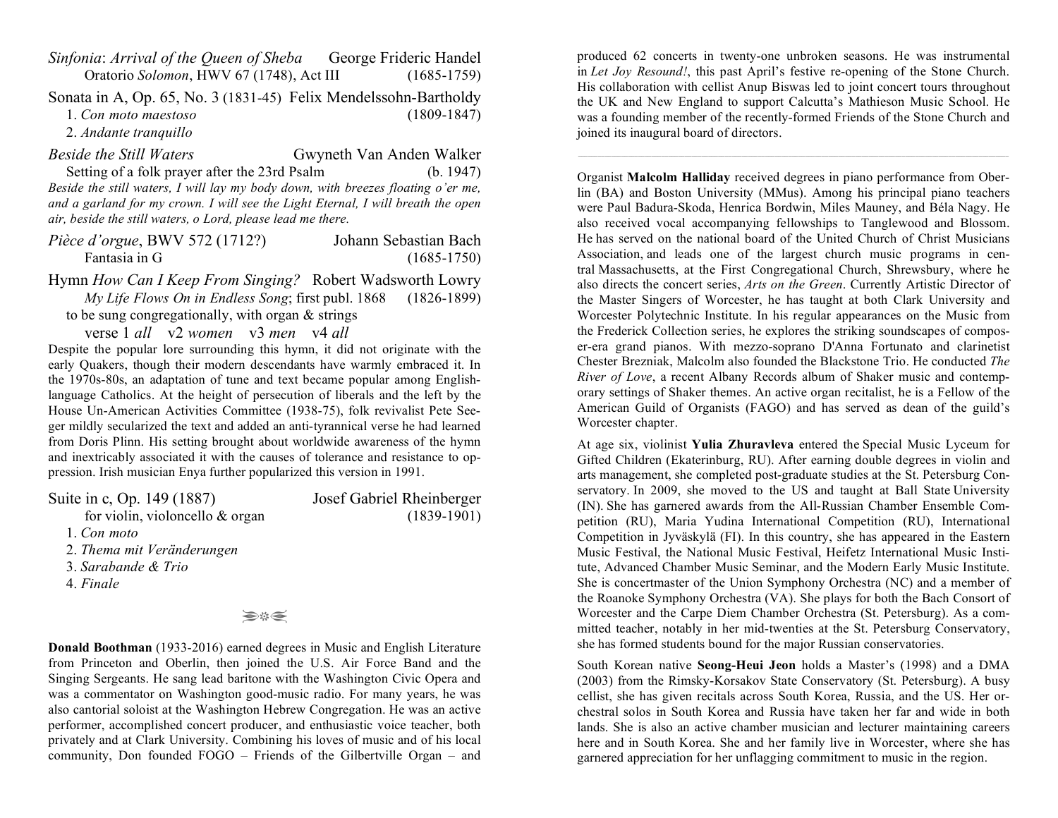*Sinfonia*: *Arrival of the Queen of Sheba* — George Frideric Handel
Oratorio *Solomon*, HWV 67 (1748), Act III — (1685-1759)

Sonata in A, Op. 65, No. 3 (1831-45) — Felix Mendelssohn-Bartholdy (1809-1847)
1. *Con moto maestoso*
2. *Andante tranquillo*

*Beside the Still Waters* — Gwyneth Van Anden Walker
Setting of a folk prayer after the 23rd Psalm — (b. 1947)

*Beside the still waters, I will lay my body down, with breezes floating o'er me, and a garland for my crown. I will see the Light Eternal, I will breath the open air, beside the still waters, o Lord, please lead me there.*

*Pièce d'orgue*, BWV 572 (1712?) — Johann Sebastian Bach
Fantasia in G — (1685-1750)

Hymn *How Can I Keep From Singing?* — Robert Wadsworth Lowry
*My Life Flows On in Endless Song*; first publ. 1868 — (1826-1899)
to be sung congregationally, with organ & strings
verse 1 *all* v2 *women* v3 *men* v4 *all*

Despite the popular lore surrounding this hymn, it did not originate with the early Quakers, though their modern descendants have warmly embraced it. In the 1970s-80s, an adaptation of tune and text became popular among English-language Catholics. At the height of persecution of liberals and the left by the House Un-American Activities Committee (1938-75), folk revivalist Pete Seeger mildly secularized the text and added an anti-tyrannical verse he had learned from Doris Plinn. His setting brought about worldwide awareness of the hymn and inextricably associated it with the causes of tolerance and resistance to oppression. Irish musician Enya further popularized this version in 1991.

Suite in c, Op. 149 (1887) — Josef Gabriel Rheinberger
for violin, violoncello & organ — (1839-1901)
1. *Con moto*
2. *Thema mit Veränderungen*
3. *Sarabande & Trio*
4. *Finale*

**Donald Boothman** (1933-2016) earned degrees in Music and English Literature from Princeton and Oberlin, then joined the U.S. Air Force Band and the Singing Sergeants. He sang lead baritone with the Washington Civic Opera and was a commentator on Washington good-music radio. For many years, he was also cantorial soloist at the Washington Hebrew Congregation. He was an active performer, accomplished concert producer, and enthusiastic voice teacher, both privately and at Clark University. Combining his loves of music and of his local community, Don founded FOGO – Friends of the Gilbertville Organ – and produced 62 concerts in twenty-one unbroken seasons. He was instrumental in *Let Joy Resound!*, this past April's festive re-opening of the Stone Church. His collaboration with cellist Anup Biswas led to joint concert tours throughout the UK and New England to support Calcutta's Mathieson Music School. He was a founding member of the recently-formed Friends of the Stone Church and joined its inaugural board of directors.

---

Organist **Malcolm Halliday** received degrees in piano performance from Oberlin (BA) and Boston University (MMus). Among his principal piano teachers were Paul Badura-Skoda, Henrica Bordwin, Miles Mauney, and Béla Nagy. He also received vocal accompanying fellowships to Tanglewood and Blossom. He has served on the national board of the United Church of Christ Musicians Association, and leads one of the largest church music programs in central Massachusetts, at the First Congregational Church, Shrewsbury, where he also directs the concert series, *Arts on the Green*. Currently Artistic Director of the Master Singers of Worcester, he has taught at both Clark University and Worcester Polytechnic Institute. In his regular appearances on the Music from the Frederick Collection series, he explores the striking soundscapes of composer-era grand pianos. With mezzo-soprano D'Anna Fortunato and clarinetist Chester Brezniak, Malcolm also founded the Blackstone Trio. He conducted *The River of Love*, a recent Albany Records album of Shaker music and contemporary settings of Shaker themes. An active organ recitalist, he is a Fellow of the American Guild of Organists (FAGO) and has served as dean of the guild's Worcester chapter.

At age six, violinist **Yulia Zhuravleva** entered the Special Music Lyceum for Gifted Children (Ekaterinburg, RU). After earning double degrees in violin and arts management, she completed post-graduate studies at the St. Petersburg Conservatory. In 2009, she moved to the US and taught at Ball State University (IN). She has garnered awards from the All-Russian Chamber Ensemble Competition (RU), Maria Yudina International Competition (RU), International Competition in Jyväskylä (FI). In this country, she has appeared in the Eastern Music Festival, the National Music Festival, Heifetz International Music Institute, Advanced Chamber Music Seminar, and the Modern Early Music Institute. She is concertmaster of the Union Symphony Orchestra (NC) and a member of the Roanoke Symphony Orchestra (VA). She plays for both the Bach Consort of Worcester and the Carpe Diem Chamber Orchestra (St. Petersburg). As a committed teacher, notably in her mid-twenties at the St. Petersburg Conservatory, she has formed students bound for the major Russian conservatories.

South Korean native **Seong-Heui Jeon** holds a Master's (1998) and a DMA (2003) from the Rimsky-Korsakov State Conservatory (St. Petersburg). A busy cellist, she has given recitals across South Korea, Russia, and the US. Her orchestral solos in South Korea and Russia have taken her far and wide in both lands. She is also an active chamber musician and lecturer maintaining careers here and in South Korea. She and her family live in Worcester, where she has garnered appreciation for her unflagging commitment to music in the region.